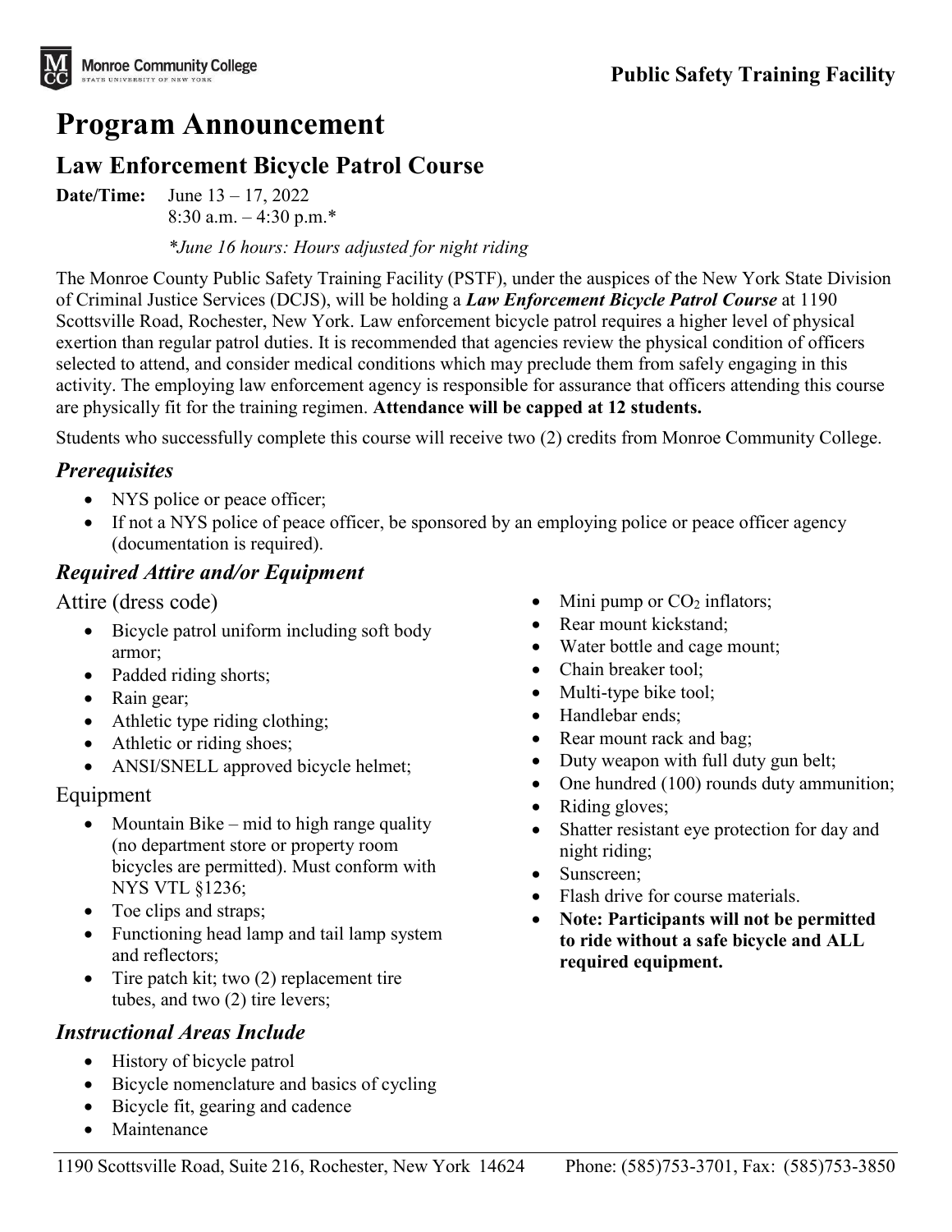Monroe Community College
STATE UNIVERSITY OF NEW YORK

**Public Safety Training Facility**

# Program Announcement

## Law Enforcement Bicycle Patrol Course

**Date/Time:** June 13 – 17, 2022
8:30 a.m. – 4:30 p.m.*

*\*June 16 hours: Hours adjusted for night riding*

The Monroe County Public Safety Training Facility (PSTF), under the auspices of the New York State Division of Criminal Justice Services (DCJS), will be holding a ***Law Enforcement Bicycle Patrol Course*** at 1190 Scottsville Road, Rochester, New York. Law enforcement bicycle patrol requires a higher level of physical exertion than regular patrol duties. It is recommended that agencies review the physical condition of officers selected to attend, and consider medical conditions which may preclude them from safely engaging in this activity. The employing law enforcement agency is responsible for assurance that officers attending this course are physically fit for the training regimen. **Attendance will be capped at 12 students.**

Students who successfully complete this course will receive two (2) credits from Monroe Community College.

### *Prerequisites*

- NYS police or peace officer;
- If not a NYS police of peace officer, be sponsored by an employing police or peace officer agency (documentation is required).

### *Required Attire and/or Equipment*

Attire (dress code)

- Bicycle patrol uniform including soft body armor;
- Padded riding shorts;
- Rain gear;
- Athletic type riding clothing;
- Athletic or riding shoes;
- ANSI/SNELL approved bicycle helmet;

Equipment

- Mountain Bike – mid to high range quality (no department store or property room bicycles are permitted). Must conform with NYS VTL §1236;
- Toe clips and straps;
- Functioning head lamp and tail lamp system and reflectors;
- Tire patch kit; two (2) replacement tire tubes, and two (2) tire levers;
- Mini pump or $CO_2$ inflators;
- Rear mount kickstand;
- Water bottle and cage mount;
- Chain breaker tool;
- Multi-type bike tool;
- Handlebar ends;
- Rear mount rack and bag;
- Duty weapon with full duty gun belt;
- One hundred (100) rounds duty ammunition;
- Riding gloves;
- Shatter resistant eye protection for day and night riding;
- Sunscreen;
- Flash drive for course materials.
- **Note: Participants will not be permitted to ride without a safe bicycle and ALL required equipment.**

### *Instructional Areas Include*

- History of bicycle patrol
- Bicycle nomenclature and basics of cycling
- Bicycle fit, gearing and cadence
- Maintenance

1190 Scottsville Road, Suite 216, Rochester, New York 14624 Phone: (585)753-3701, Fax: (585)753-3850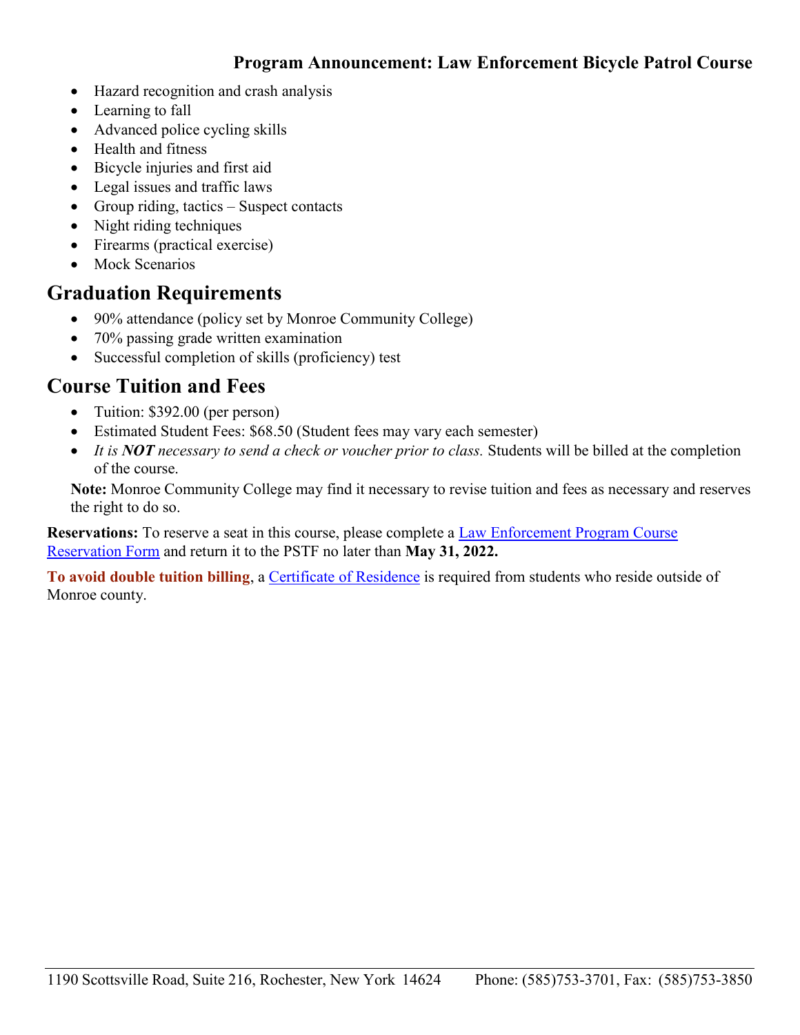- Hazard recognition and crash analysis
- Learning to fall
- Advanced police cycling skills
- Health and fitness
- Bicycle injuries and first aid
- Legal issues and traffic laws
- Group riding, tactics – Suspect contacts
- Night riding techniques
- Firearms (practical exercise)
- Mock Scenarios

## Graduation Requirements

- 90% attendance (policy set by Monroe Community College)
- 70% passing grade written examination
- Successful completion of skills (proficiency) test

## Course Tuition and Fees

- Tuition: $392.00 (per person)
- Estimated Student Fees: $68.50 (Student fees may vary each semester)
- *It is **NOT** necessary to send a check or voucher prior to class.* Students will be billed at the completion of the course.

**Note:** Monroe Community College may find it necessary to revise tuition and fees as necessary and reserves the right to do so.

**Reservations:** To reserve a seat in this course, please complete a Law Enforcement Program Course Reservation Form and return it to the PSTF no later than **May 31, 2022.**

**To avoid double tuition billing**, a Certificate of Residence is required from students who reside outside of Monroe county.

1190 Scottsville Road, Suite 216, Rochester, New York 14624 Phone: (585)753-3701, Fax: (585)753-3850